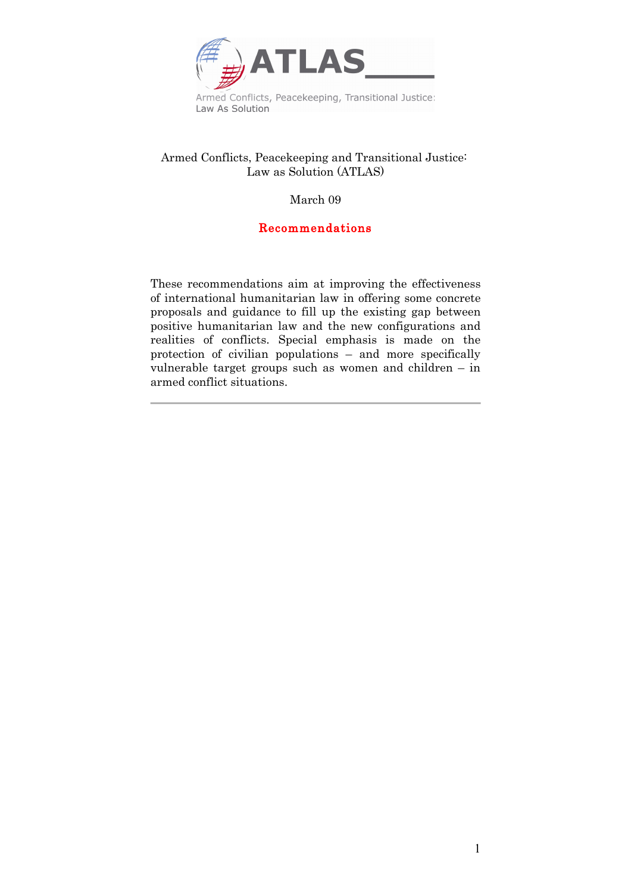ATLAS

Armed Conflicts, Peacekeeping, Transitional Justice: Law As Solution

Armed Conflicts, Peacekeeping and Transitional Justice: Law as Solution (ATLAS)

March 09

# Recommendations

These recommendations aim at improving the effectiveness of international humanitarian law in offering some concrete proposals and guidance to fill up the existing gap between positive humanitarian law and the new configurations and realities of conflicts. Special emphasis is made on the protection of civilian populations – and more specifically vulnerable target groups such as women and children – in armed conflict situations.

---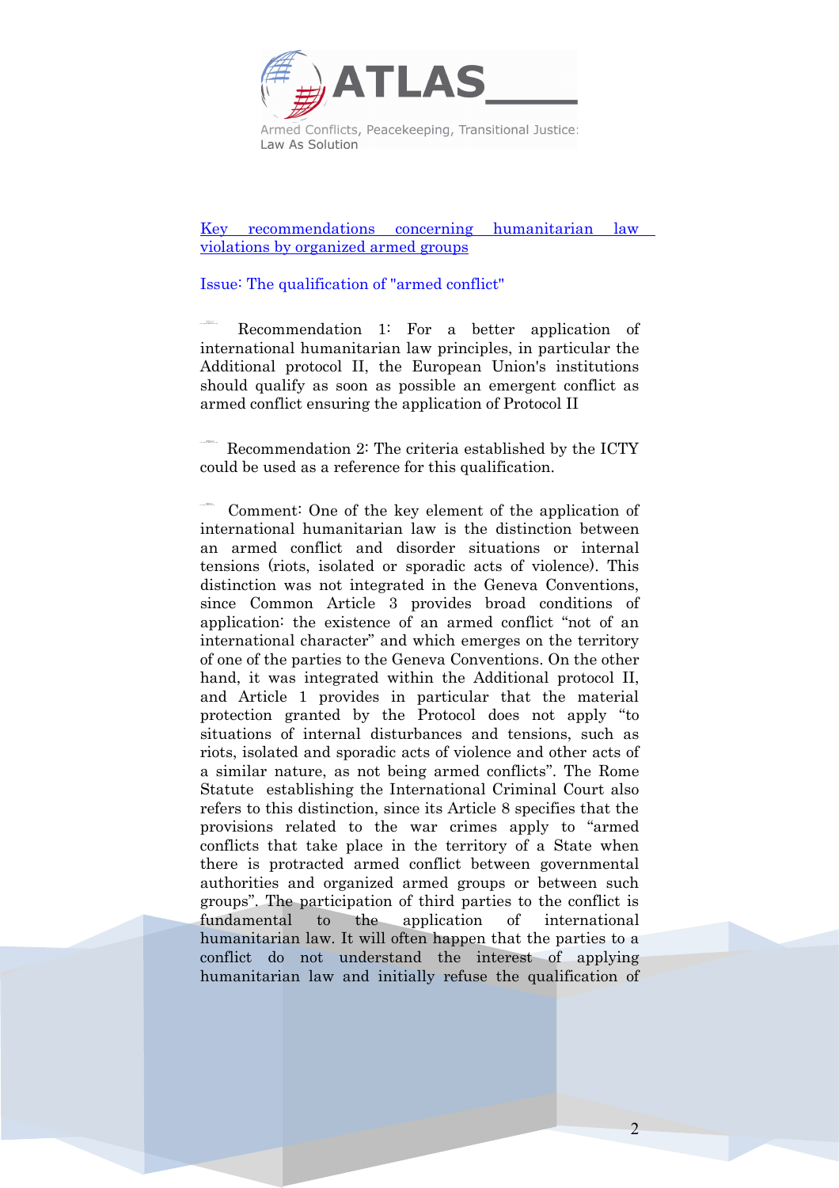[Key recommendations concerning humanitarian law violations by organized armed groups]

Issue: The qualification of "armed conflict"

Recommendation 1: For a better application of international humanitarian law principles, in particular the Additional protocol II, the European Union's institutions should qualify as soon as possible an emergent conflict as armed conflict ensuring the application of Protocol II

Recommendation 2: The criteria established by the ICTY could be used as a reference for this qualification.

Comment: One of the key element of the application of international humanitarian law is the distinction between an armed conflict and disorder situations or internal tensions (riots, isolated or sporadic acts of violence). This distinction was not integrated in the Geneva Conventions, since Common Article 3 provides broad conditions of application: the existence of an armed conflict "not of an international character" and which emerges on the territory of one of the parties to the Geneva Conventions. On the other hand, it was integrated within the Additional protocol II, and Article 1 provides in particular that the material protection granted by the Protocol does not apply "to situations of internal disturbances and tensions, such as riots, isolated and sporadic acts of violence and other acts of a similar nature, as not being armed conflicts". The Rome Statute establishing the International Criminal Court also refers to this distinction, since its Article 8 specifies that the provisions related to the war crimes apply to "armed conflicts that take place in the territory of a State when there is protracted armed conflict between governmental authorities and organized armed groups or between such groups". The participation of third parties to the conflict is fundamental to the application of international humanitarian law. It will often happen that the parties to a conflict do not understand the interest of applying humanitarian law and initially refuse the qualification of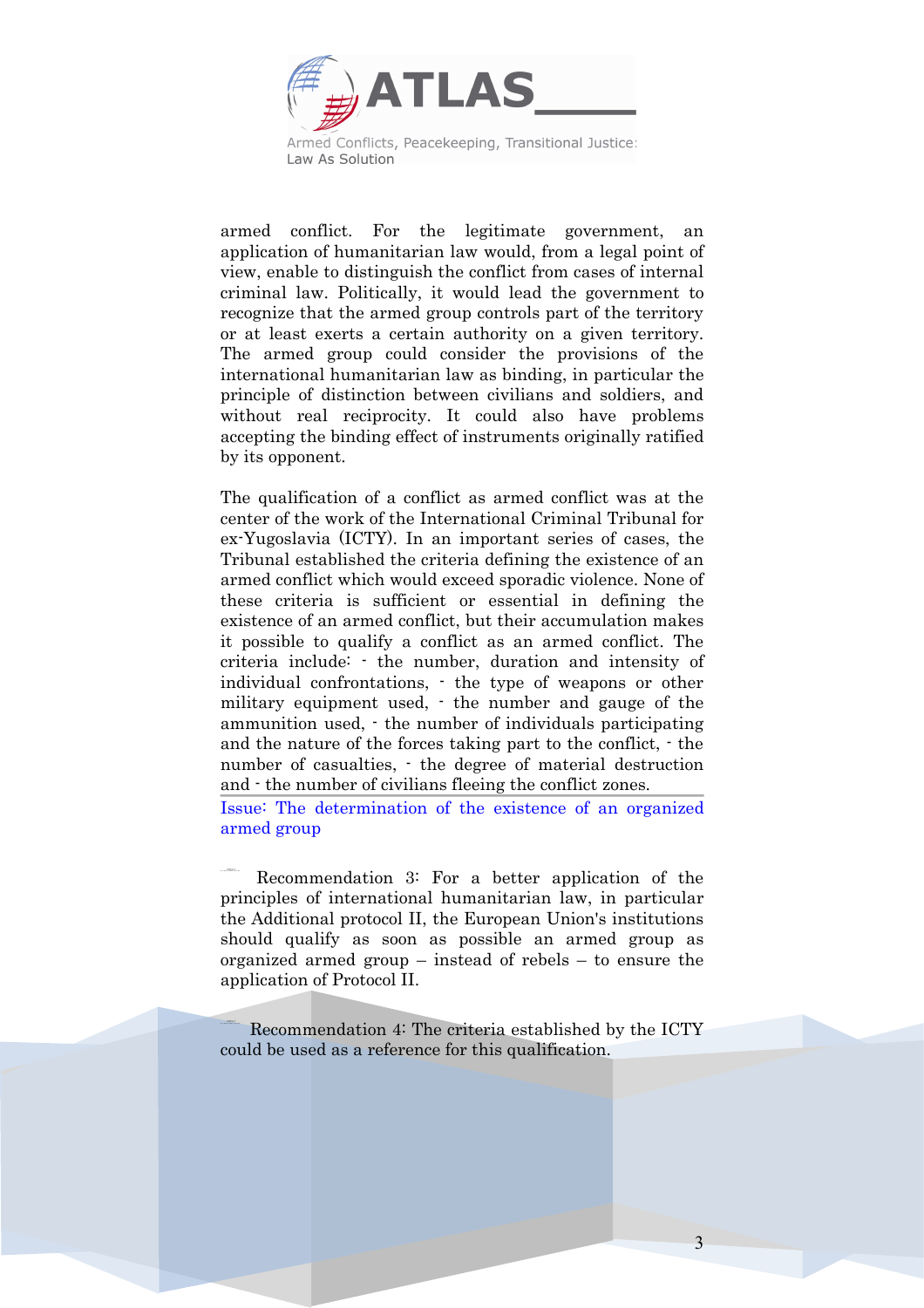armed conflict. For the legitimate government, an application of humanitarian law would, from a legal point of view, enable to distinguish the conflict from cases of internal criminal law. Politically, it would lead the government to recognize that the armed group controls part of the territory or at least exerts a certain authority on a given territory. The armed group could consider the provisions of the international humanitarian law as binding, in particular the principle of distinction between civilians and soldiers, and without real reciprocity. It could also have problems accepting the binding effect of instruments originally ratified by its opponent.

The qualification of a conflict as armed conflict was at the center of the work of the International Criminal Tribunal for ex-Yugoslavia (ICTY). In an important series of cases, the Tribunal established the criteria defining the existence of an armed conflict which would exceed sporadic violence. None of these criteria is sufficient or essential in defining the existence of an armed conflict, but their accumulation makes it possible to qualify a conflict as an armed conflict. The criteria include: - the number, duration and intensity of individual confrontations, - the type of weapons or other military equipment used, - the number and gauge of the ammunition used, - the number of individuals participating and the nature of the forces taking part to the conflict, - the number of casualties, - the degree of material destruction and - the number of civilians fleeing the conflict zones.

Issue: The determination of the existence of an organized armed group

Recommendation 3: For a better application of the principles of international humanitarian law, in particular the Additional protocol II, the European Union's institutions should qualify as soon as possible an armed group as organized armed group – instead of rebels – to ensure the application of Protocol II.

Recommendation 4: The criteria established by the ICTY could be used as a reference for this qualification.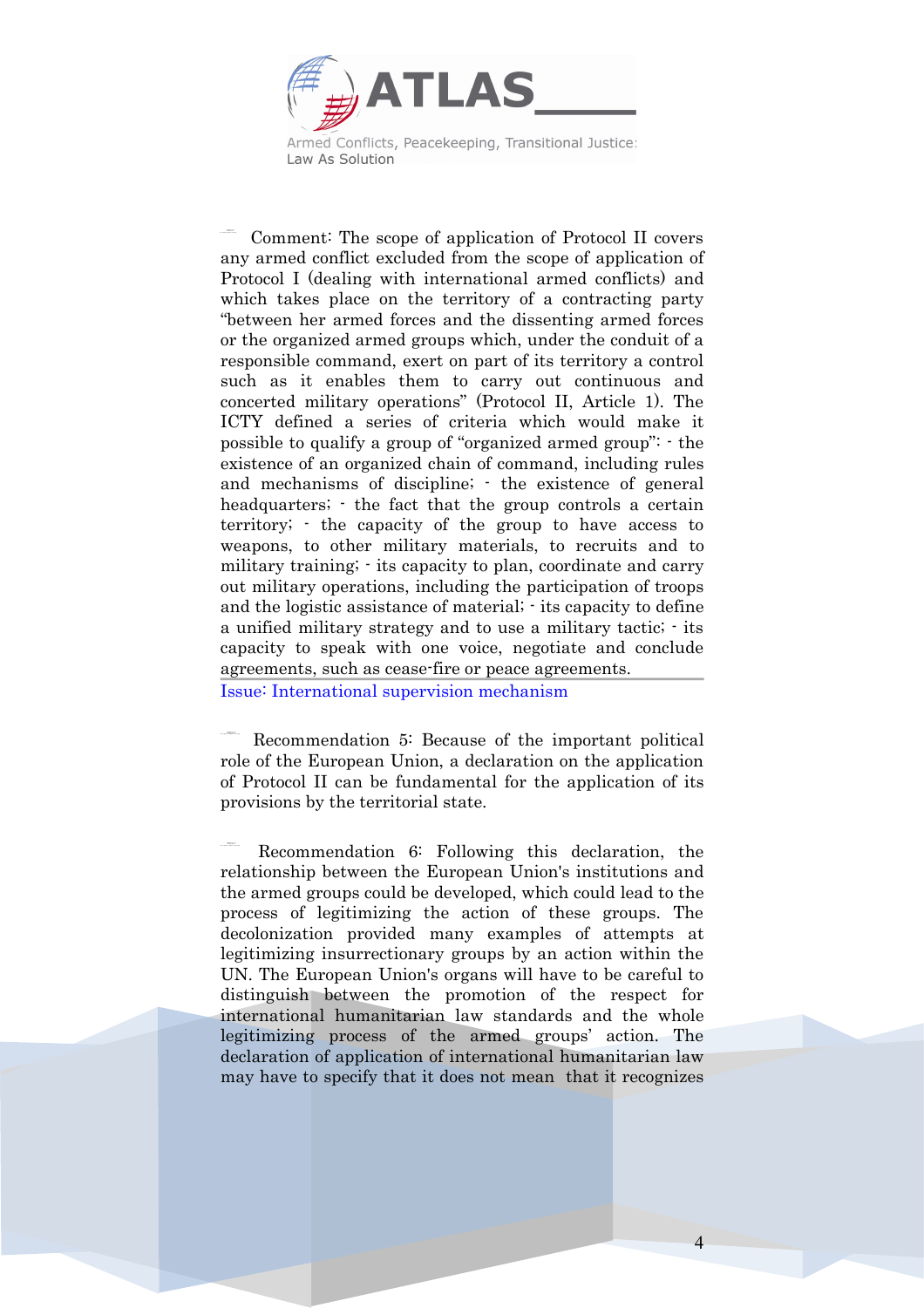Comment: The scope of application of Protocol II covers any armed conflict excluded from the scope of application of Protocol I (dealing with international armed conflicts) and which takes place on the territory of a contracting party "between her armed forces and the dissenting armed forces or the organized armed groups which, under the conduit of a responsible command, exert on part of its territory a control such as it enables them to carry out continuous and concerted military operations" (Protocol II, Article 1). The ICTY defined a series of criteria which would make it possible to qualify a group of "organized armed group": - the existence of an organized chain of command, including rules and mechanisms of discipline; - the existence of general headquarters; - the fact that the group controls a certain territory; - the capacity of the group to have access to weapons, to other military materials, to recruits and to military training; - its capacity to plan, coordinate and carry out military operations, including the participation of troops and the logistic assistance of material; - its capacity to define a unified military strategy and to use a military tactic; - its capacity to speak with one voice, negotiate and conclude agreements, such as cease-fire or peace agreements.

Issue: International supervision mechanism

Recommendation 5: Because of the important political role of the European Union, a declaration on the application of Protocol II can be fundamental for the application of its provisions by the territorial state.

Recommendation 6: Following this declaration, the relationship between the European Union's institutions and the armed groups could be developed, which could lead to the process of legitimizing the action of these groups. The decolonization provided many examples of attempts at legitimizing insurrectionary groups by an action within the UN. The European Union's organs will have to be careful to distinguish between the promotion of the respect for international humanitarian law standards and the whole legitimizing process of the armed groups' action. The declaration of application of international humanitarian law may have to specify that it does not mean that it recognizes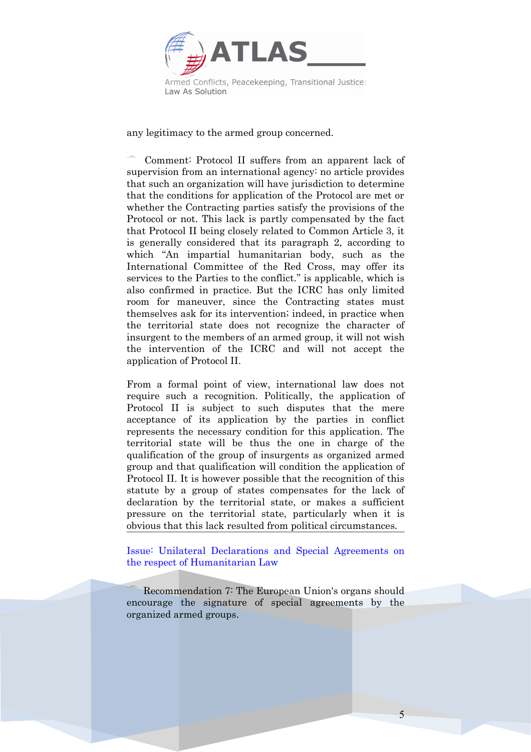any legitimacy to the armed group concerned.

Comment: Protocol II suffers from an apparent lack of supervision from an international agency: no article provides that such an organization will have jurisdiction to determine that the conditions for application of the Protocol are met or whether the Contracting parties satisfy the provisions of the Protocol or not. This lack is partly compensated by the fact that Protocol II being closely related to Common Article 3, it is generally considered that its paragraph 2, according to which "An impartial humanitarian body, such as the International Committee of the Red Cross, may offer its services to the Parties to the conflict." is applicable, which is also confirmed in practice. But the ICRC has only limited room for maneuver, since the Contracting states must themselves ask for its intervention; indeed, in practice when the territorial state does not recognize the character of insurgent to the members of an armed group, it will not wish the intervention of the ICRC and will not accept the application of Protocol II.

From a formal point of view, international law does not require such a recognition. Politically, the application of Protocol II is subject to such disputes that the mere acceptance of its application by the parties in conflict represents the necessary condition for this application. The territorial state will be thus the one in charge of the qualification of the group of insurgents as organized armed group and that qualification will condition the application of Protocol II. It is however possible that the recognition of this statute by a group of states compensates for the lack of declaration by the territorial state, or makes a sufficient pressure on the territorial state, particularly when it is obvious that this lack resulted from political circumstances.

Issue: Unilateral Declarations and Special Agreements on the respect of Humanitarian Law

Recommendation 7: The European Union's organs should encourage the signature of special agreements by the organized armed groups.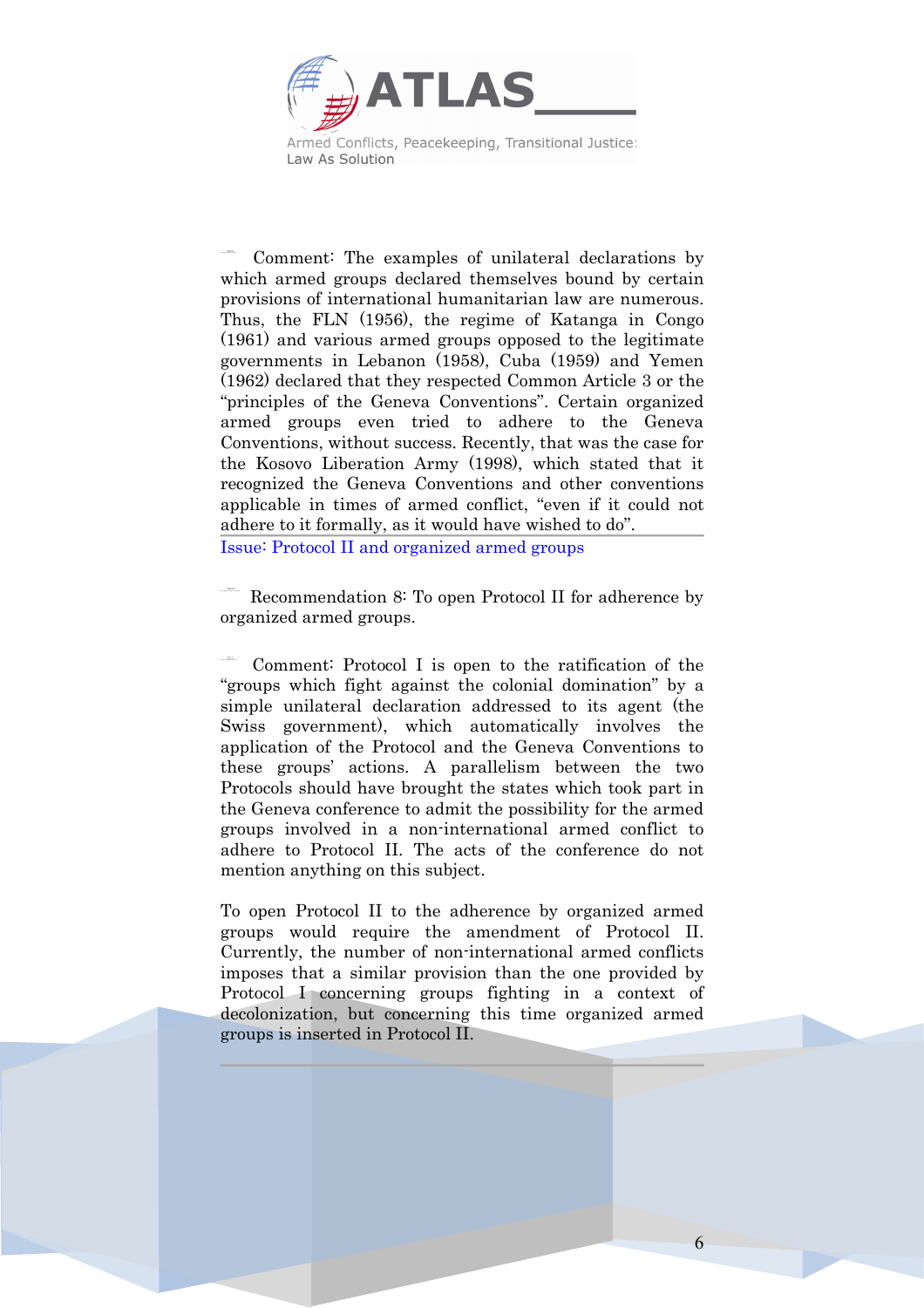Comment: The examples of unilateral declarations by which armed groups declared themselves bound by certain provisions of international humanitarian law are numerous. Thus, the FLN (1956), the regime of Katanga in Congo (1961) and various armed groups opposed to the legitimate governments in Lebanon (1958), Cuba (1959) and Yemen (1962) declared that they respected Common Article 3 or the "principles of the Geneva Conventions". Certain organized armed groups even tried to adhere to the Geneva Conventions, without success. Recently, that was the case for the Kosovo Liberation Army (1998), which stated that it recognized the Geneva Conventions and other conventions applicable in times of armed conflict, "even if it could not adhere to it formally, as it would have wished to do".

Issue: Protocol II and organized armed groups

Recommendation 8: To open Protocol II for adherence by organized armed groups.

Comment: Protocol I is open to the ratification of the "groups which fight against the colonial domination" by a simple unilateral declaration addressed to its agent (the Swiss government), which automatically involves the application of the Protocol and the Geneva Conventions to these groups' actions. A parallelism between the two Protocols should have brought the states which took part in the Geneva conference to admit the possibility for the armed groups involved in a non-international armed conflict to adhere to Protocol II. The acts of the conference do not mention anything on this subject.

To open Protocol II to the adherence by organized armed groups would require the amendment of Protocol II. Currently, the number of non-international armed conflicts imposes that a similar provision than the one provided by Protocol I concerning groups fighting in a context of decolonization, but concerning this time organized armed groups is inserted in Protocol II.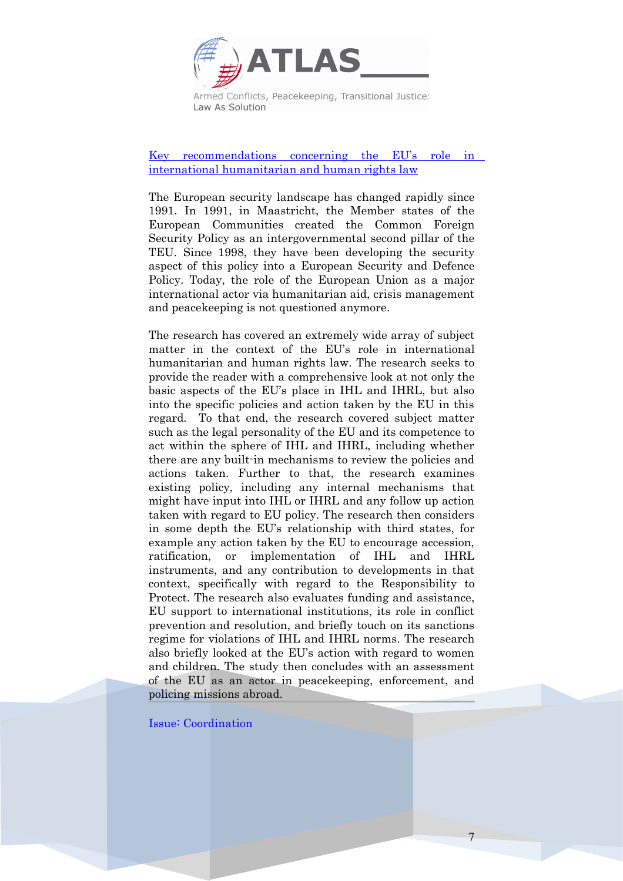## Key recommendations concerning the EU's role in international humanitarian and human rights law

The European security landscape has changed rapidly since 1991. In 1991, in Maastricht, the Member states of the European Communities created the Common Foreign Security Policy as an intergovernmental second pillar of the TEU. Since 1998, they have been developing the security aspect of this policy into a European Security and Defence Policy. Today, the role of the European Union as a major international actor via humanitarian aid, crisis management and peacekeeping is not questioned anymore.

The research has covered an extremely wide array of subject matter in the context of the EU's role in international humanitarian and human rights law. The research seeks to provide the reader with a comprehensive look at not only the basic aspects of the EU's place in IHL and IHRL, but also into the specific policies and action taken by the EU in this regard. To that end, the research covered subject matter such as the legal personality of the EU and its competence to act within the sphere of IHL and IHRL, including whether there are any built-in mechanisms to review the policies and actions taken. Further to that, the research examines existing policy, including any internal mechanisms that might have input into IHL or IHRL and any follow up action taken with regard to EU policy. The research then considers in some depth the EU's relationship with third states, for example any action taken by the EU to encourage accession, ratification, or implementation of IHL and IHRL instruments, and any contribution to developments in that context, specifically with regard to the Responsibility to Protect. The research also evaluates funding and assistance, EU support to international institutions, its role in conflict prevention and resolution, and briefly touch on its sanctions regime for violations of IHL and IHRL norms. The research also briefly looked at the EU's action with regard to women and children. The study then concludes with an assessment of the EU as an actor in peacekeeping, enforcement, and policing missions abroad.

### Issue: Coordination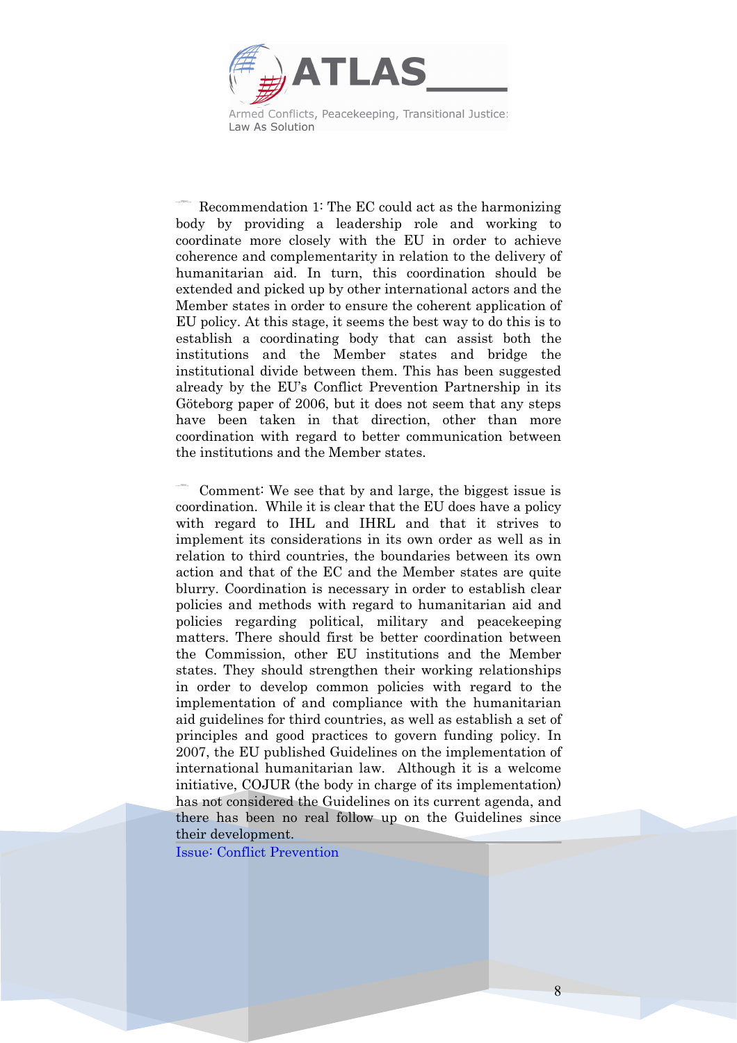Recommendation 1: The EC could act as the harmonizing body by providing a leadership role and working to coordinate more closely with the EU in order to achieve coherence and complementarity in relation to the delivery of humanitarian aid. In turn, this coordination should be extended and picked up by other international actors and the Member states in order to ensure the coherent application of EU policy. At this stage, it seems the best way to do this is to establish a coordinating body that can assist both the institutions and the Member states and bridge the institutional divide between them. This has been suggested already by the EU's Conflict Prevention Partnership in its Göteborg paper of 2006, but it does not seem that any steps have been taken in that direction, other than more coordination with regard to better communication between the institutions and the Member states.

Comment: We see that by and large, the biggest issue is coordination. While it is clear that the EU does have a policy with regard to IHL and IHRL and that it strives to implement its considerations in its own order as well as in relation to third countries, the boundaries between its own action and that of the EC and the Member states are quite blurry. Coordination is necessary in order to establish clear policies and methods with regard to humanitarian aid and policies regarding political, military and peacekeeping matters. There should first be better coordination between the Commission, other EU institutions and the Member states. They should strengthen their working relationships in order to develop common policies with regard to the implementation of and compliance with the humanitarian aid guidelines for third countries, as well as establish a set of principles and good practices to govern funding policy. In 2007, the EU published Guidelines on the implementation of international humanitarian law. Although it is a welcome initiative, COJUR (the body in charge of its implementation) has not considered the Guidelines on its current agenda, and there has been no real follow up on the Guidelines since their development.

Issue: Conflict Prevention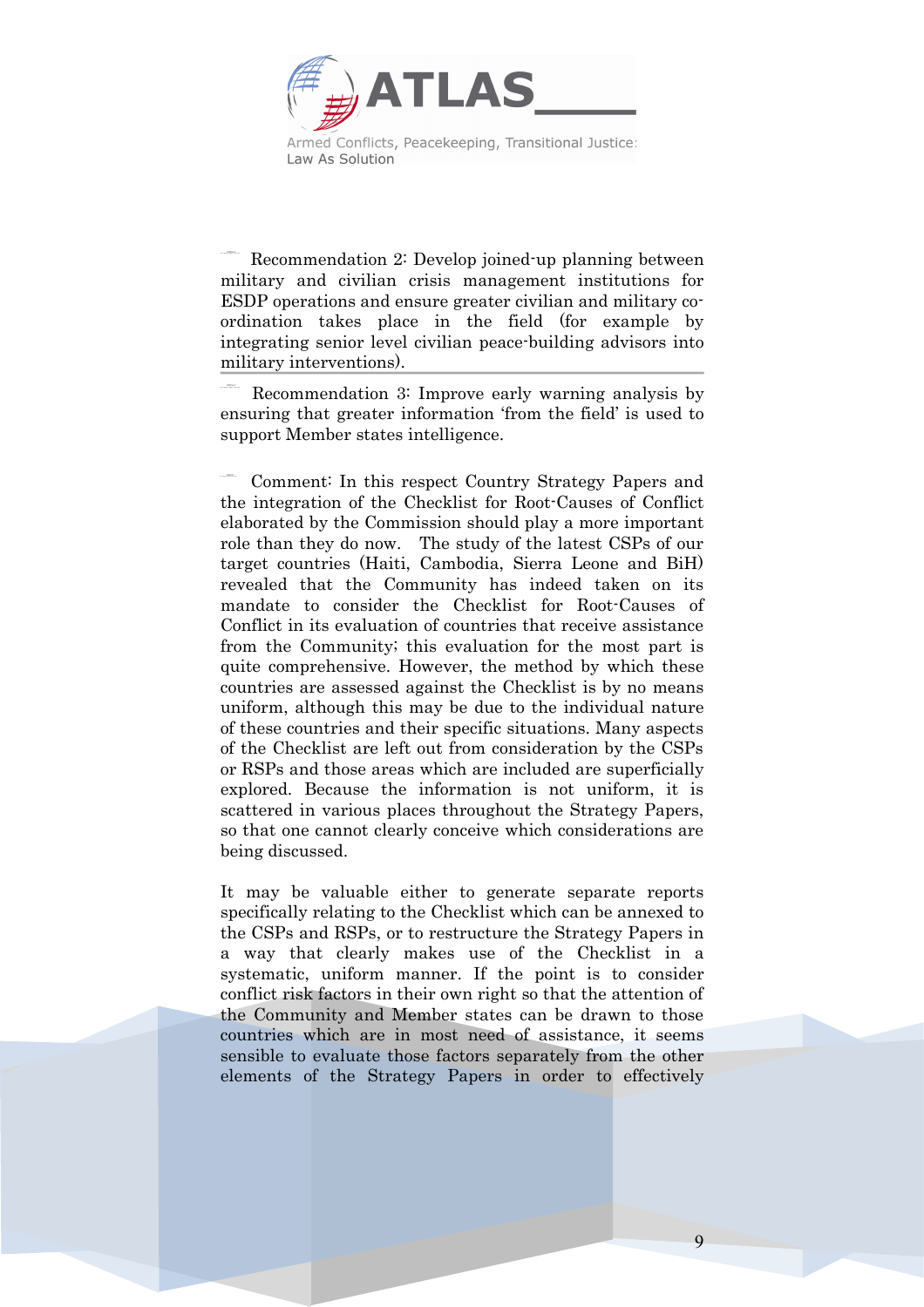Recommendation 2: Develop joined-up planning between military and civilian crisis management institutions for ESDP operations and ensure greater civilian and military co-ordination takes place in the field (for example by integrating senior level civilian peace-building advisors into military interventions).

Recommendation 3: Improve early warning analysis by ensuring that greater information 'from the field' is used to support Member states intelligence.

Comment: In this respect Country Strategy Papers and the integration of the Checklist for Root-Causes of Conflict elaborated by the Commission should play a more important role than they do now. The study of the latest CSPs of our target countries (Haiti, Cambodia, Sierra Leone and BiH) revealed that the Community has indeed taken on its mandate to consider the Checklist for Root-Causes of Conflict in its evaluation of countries that receive assistance from the Community; this evaluation for the most part is quite comprehensive. However, the method by which these countries are assessed against the Checklist is by no means uniform, although this may be due to the individual nature of these countries and their specific situations. Many aspects of the Checklist are left out from consideration by the CSPs or RSPs and those areas which are included are superficially explored. Because the information is not uniform, it is scattered in various places throughout the Strategy Papers, so that one cannot clearly conceive which considerations are being discussed.

It may be valuable either to generate separate reports specifically relating to the Checklist which can be annexed to the CSPs and RSPs, or to restructure the Strategy Papers in a way that clearly makes use of the Checklist in a systematic, uniform manner. If the point is to consider conflict risk factors in their own right so that the attention of the Community and Member states can be drawn to those countries which are in most need of assistance, it seems sensible to evaluate those factors separately from the other elements of the Strategy Papers in order to effectively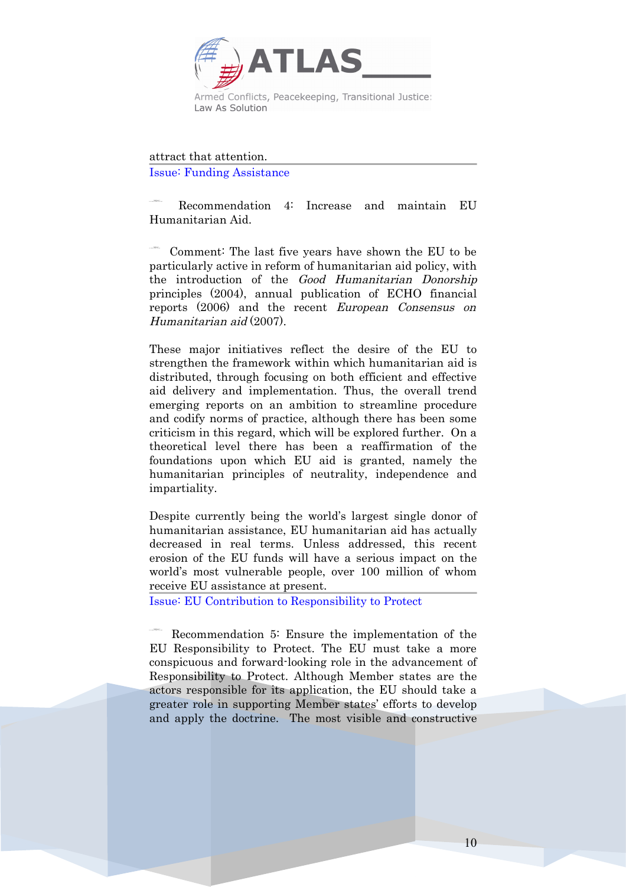attract that attention.

Issue: Funding Assistance

Recommendation 4: Increase and maintain EU Humanitarian Aid.

Comment: The last five years have shown the EU to be particularly active in reform of humanitarian aid policy, with the introduction of the *Good Humanitarian Donorship* principles (2004), annual publication of ECHO financial reports (2006) and the recent *European Consensus on Humanitarian aid* (2007).

These major initiatives reflect the desire of the EU to strengthen the framework within which humanitarian aid is distributed, through focusing on both efficient and effective aid delivery and implementation. Thus, the overall trend emerging reports on an ambition to streamline procedure and codify norms of practice, although there has been some criticism in this regard, which will be explored further. On a theoretical level there has been a reaffirmation of the foundations upon which EU aid is granted, namely the humanitarian principles of neutrality, independence and impartiality.

Despite currently being the world's largest single donor of humanitarian assistance, EU humanitarian aid has actually decreased in real terms. Unless addressed, this recent erosion of the EU funds will have a serious impact on the world's most vulnerable people, over 100 million of whom receive EU assistance at present.

Issue: EU Contribution to Responsibility to Protect

Recommendation 5: Ensure the implementation of the EU Responsibility to Protect. The EU must take a more conspicuous and forward-looking role in the advancement of Responsibility to Protect. Although Member states are the actors responsible for its application, the EU should take a greater role in supporting Member states' efforts to develop and apply the doctrine. The most visible and constructive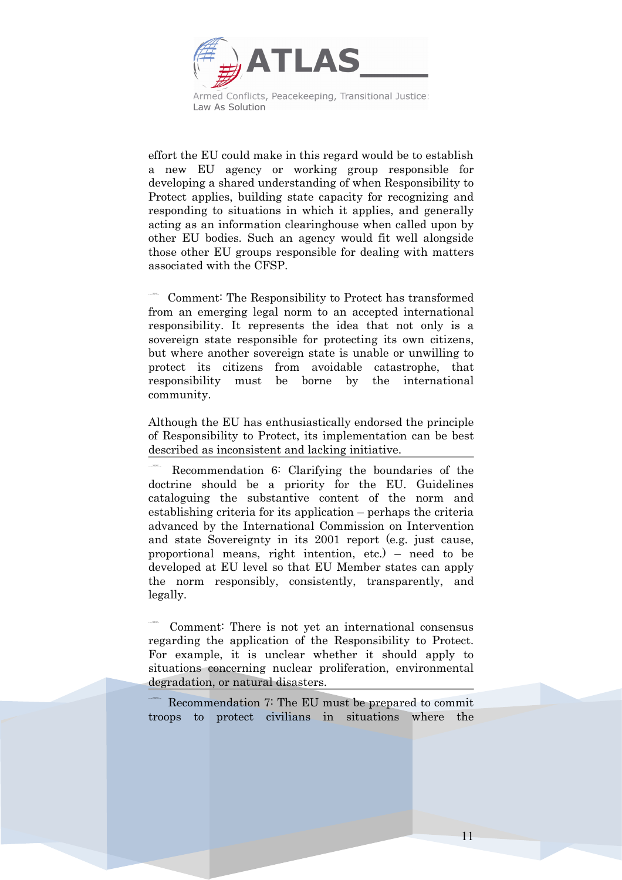effort the EU could make in this regard would be to establish a new EU agency or working group responsible for developing a shared understanding of when Responsibility to Protect applies, building state capacity for recognizing and responding to situations in which it applies, and generally acting as an information clearinghouse when called upon by other EU bodies. Such an agency would fit well alongside those other EU groups responsible for dealing with matters associated with the CFSP.

Comment: The Responsibility to Protect has transformed from an emerging legal norm to an accepted international responsibility. It represents the idea that not only is a sovereign state responsible for protecting its own citizens, but where another sovereign state is unable or unwilling to protect its citizens from avoidable catastrophe, that responsibility must be borne by the international community.

Although the EU has enthusiastically endorsed the principle of Responsibility to Protect, its implementation can be best described as inconsistent and lacking initiative.

---

Recommendation 6: Clarifying the boundaries of the doctrine should be a priority for the EU. Guidelines cataloguing the substantive content of the norm and establishing criteria for its application – perhaps the criteria advanced by the International Commission on Intervention and state Sovereignty in its 2001 report (e.g. just cause, proportional means, right intention, etc.) – need to be developed at EU level so that EU Member states can apply the norm responsibly, consistently, transparently, and legally.

Comment: There is not yet an international consensus regarding the application of the Responsibility to Protect. For example, it is unclear whether it should apply to situations concerning nuclear proliferation, environmental degradation, or natural disasters.

---

Recommendation 7: The EU must be prepared to commit troops to protect civilians in situations where the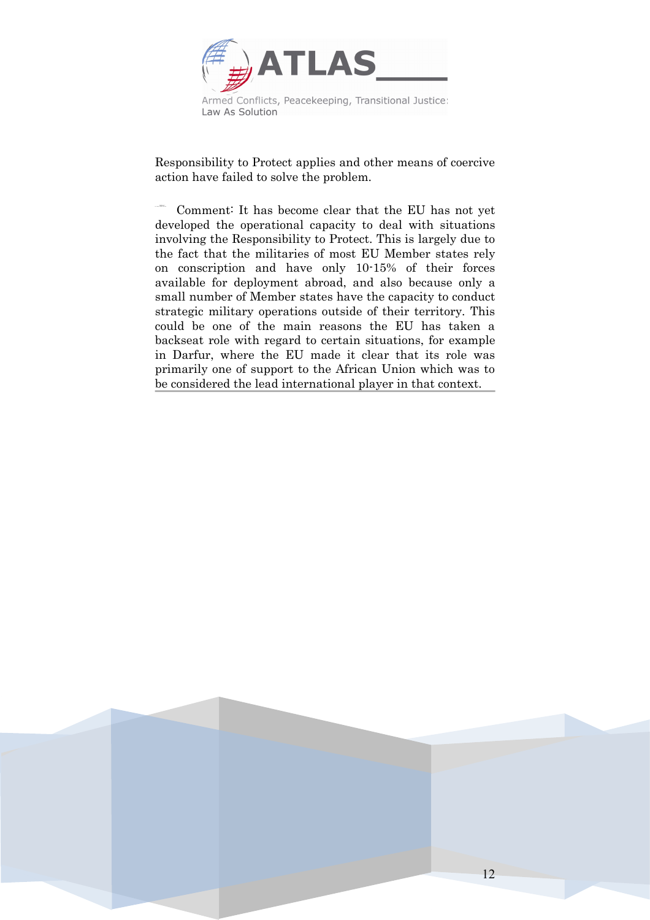Responsibility to Protect applies and other means of coercive action have failed to solve the problem.

Comment: It has become clear that the EU has not yet developed the operational capacity to deal with situations involving the Responsibility to Protect. This is largely due to the fact that the militaries of most EU Member states rely on conscription and have only 10-15% of their forces available for deployment abroad, and also because only a small number of Member states have the capacity to conduct strategic military operations outside of their territory. This could be one of the main reasons the EU has taken a backseat role with regard to certain situations, for example in Darfur, where the EU made it clear that its role was primarily one of support to the African Union which was to be considered the lead international player in that context.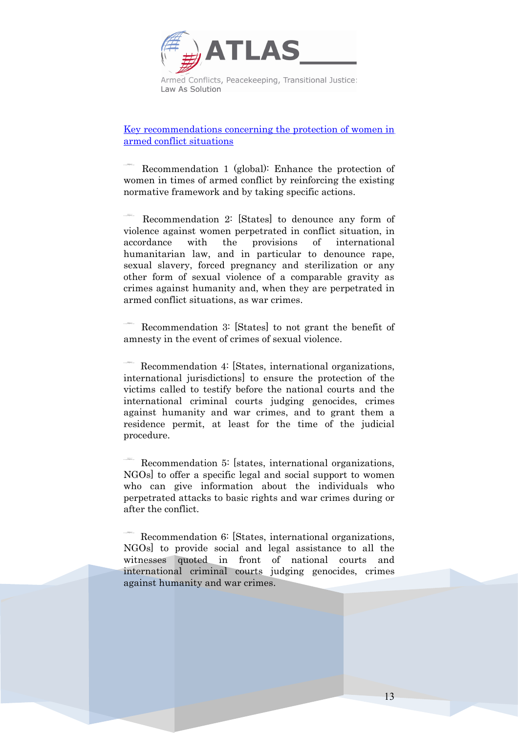Key recommendations concerning the protection of women in armed conflict situations

Recommendation 1 (global): Enhance the protection of women in times of armed conflict by reinforcing the existing normative framework and by taking specific actions.

Recommendation 2: [States] to denounce any form of violence against women perpetrated in conflict situation, in accordance with the provisions of international humanitarian law, and in particular to denounce rape, sexual slavery, forced pregnancy and sterilization or any other form of sexual violence of a comparable gravity as crimes against humanity and, when they are perpetrated in armed conflict situations, as war crimes.

Recommendation 3: [States] to not grant the benefit of amnesty in the event of crimes of sexual violence.

Recommendation 4: [States, international organizations, international jurisdictions] to ensure the protection of the victims called to testify before the national courts and the international criminal courts judging genocides, crimes against humanity and war crimes, and to grant them a residence permit, at least for the time of the judicial procedure.

Recommendation 5: [states, international organizations, NGOs] to offer a specific legal and social support to women who can give information about the individuals who perpetrated attacks to basic rights and war crimes during or after the conflict.

Recommendation 6: [States, international organizations, NGOs] to provide social and legal assistance to all the witnesses quoted in front of national courts and international criminal courts judging genocides, crimes against humanity and war crimes.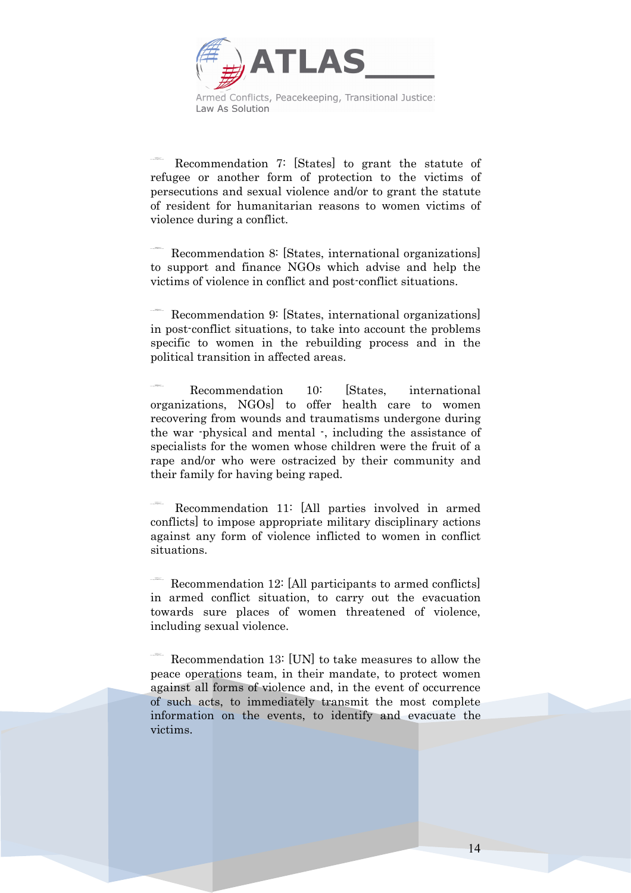Recommendation 7: [States] to grant the statute of refugee or another form of protection to the victims of persecutions and sexual violence and/or to grant the statute of resident for humanitarian reasons to women victims of violence during a conflict.

Recommendation 8: [States, international organizations] to support and finance NGOs which advise and help the victims of violence in conflict and post-conflict situations.

Recommendation 9: [States, international organizations] in post-conflict situations, to take into account the problems specific to women in the rebuilding process and in the political transition in affected areas.

Recommendation 10: [States, international organizations, NGOs] to offer health care to women recovering from wounds and traumatisms undergone during the war -physical and mental -, including the assistance of specialists for the women whose children were the fruit of a rape and/or who were ostracized by their community and their family for having being raped.

Recommendation 11: [All parties involved in armed conflicts] to impose appropriate military disciplinary actions against any form of violence inflicted to women in conflict situations.

Recommendation 12: [All participants to armed conflicts] in armed conflict situation, to carry out the evacuation towards sure places of women threatened of violence, including sexual violence.

Recommendation 13: [UN] to take measures to allow the peace operations team, in their mandate, to protect women against all forms of violence and, in the event of occurrence of such acts, to immediately transmit the most complete information on the events, to identify and evacuate the victims.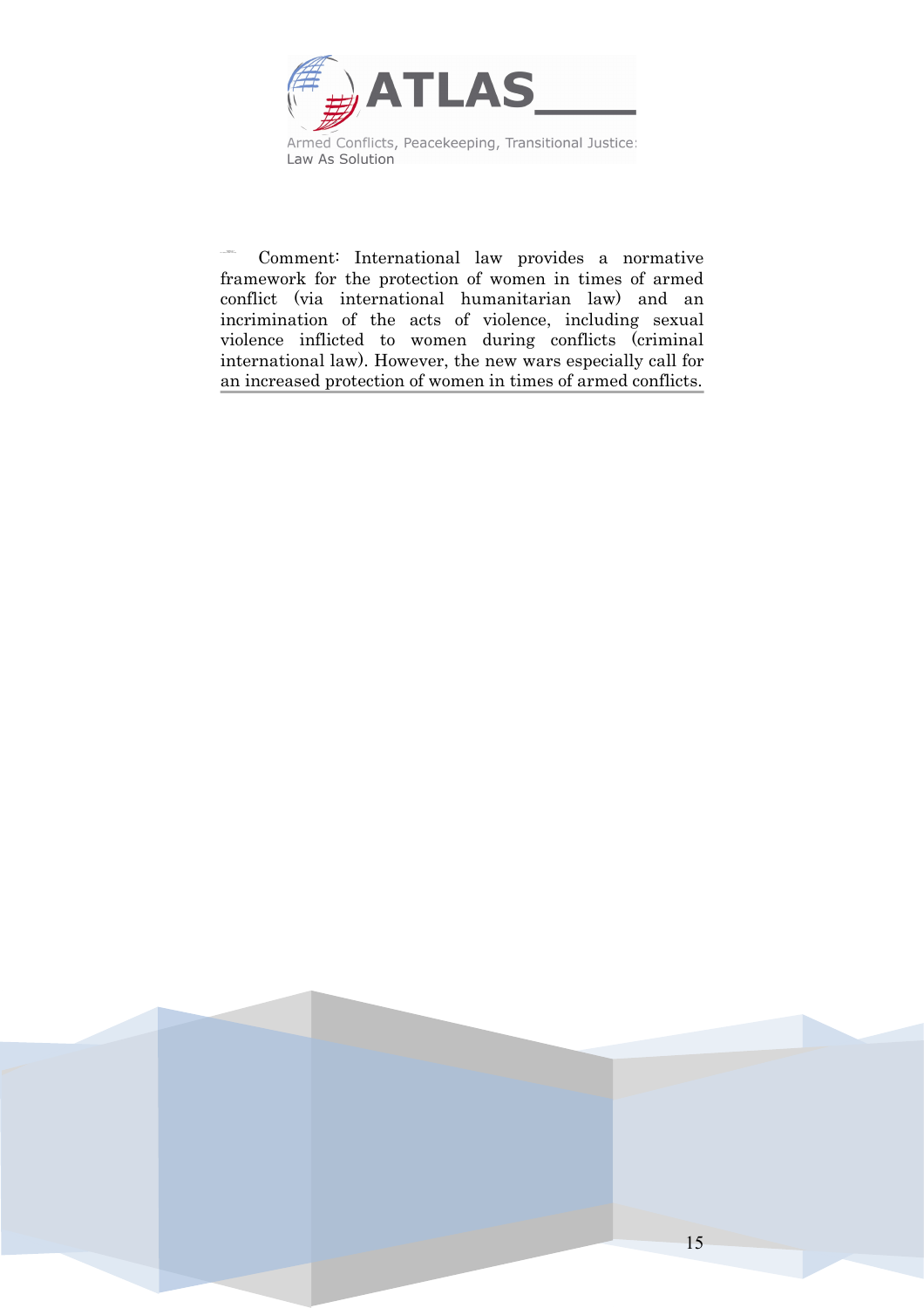Comment: International law provides a normative framework for the protection of women in times of armed conflict (via international humanitarian law) and an incrimination of the acts of violence, including sexual violence inflicted to women during conflicts (criminal international law). However, the new wars especially call for an increased protection of women in times of armed conflicts.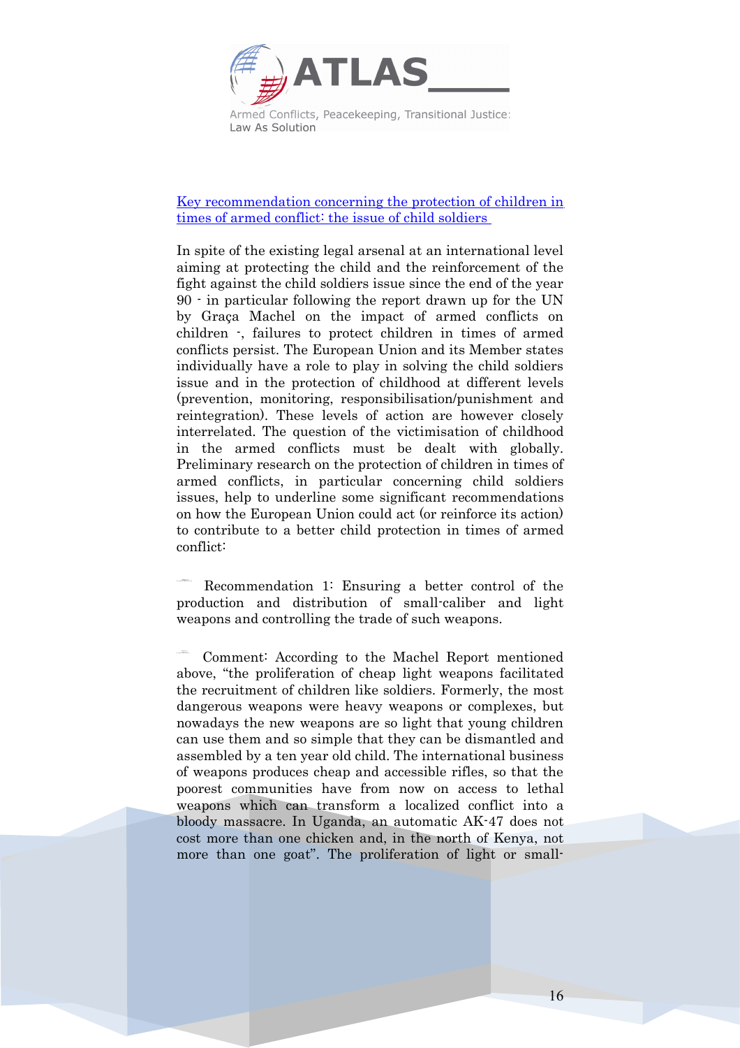[Key recommendation concerning the protection of children in times of armed conflict: the issue of child soldiers]

In spite of the existing legal arsenal at an international level aiming at protecting the child and the reinforcement of the fight against the child soldiers issue since the end of the year 90 - in particular following the report drawn up for the UN by Graça Machel on the impact of armed conflicts on children -, failures to protect children in times of armed conflicts persist. The European Union and its Member states individually have a role to play in solving the child soldiers issue and in the protection of childhood at different levels (prevention, monitoring, responsibilisation/punishment and reintegration). These levels of action are however closely interrelated. The question of the victimisation of childhood in the armed conflicts must be dealt with globally. Preliminary research on the protection of children in times of armed conflicts, in particular concerning child soldiers issues, help to underline some significant recommendations on how the European Union could act (or reinforce its action) to contribute to a better child protection in times of armed conflict:

Recommendation 1: Ensuring a better control of the production and distribution of small-caliber and light weapons and controlling the trade of such weapons.

Comment: According to the Machel Report mentioned above, "the proliferation of cheap light weapons facilitated the recruitment of children like soldiers. Formerly, the most dangerous weapons were heavy weapons or complexes, but nowadays the new weapons are so light that young children can use them and so simple that they can be dismantled and assembled by a ten year old child. The international business of weapons produces cheap and accessible rifles, so that the poorest communities have from now on access to lethal weapons which can transform a localized conflict into a bloody massacre. In Uganda, an automatic AK-47 does not cost more than one chicken and, in the north of Kenya, not more than one goat". The proliferation of light or small-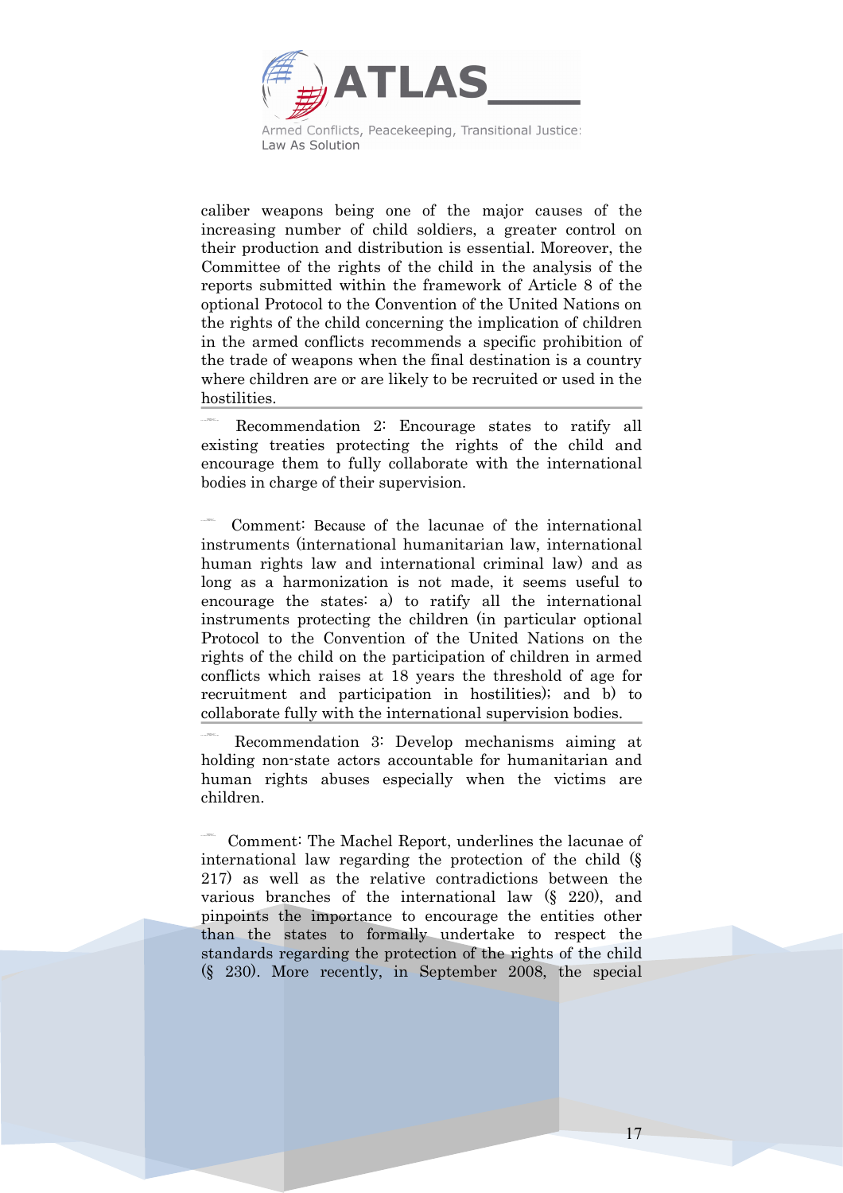caliber weapons being one of the major causes of the increasing number of child soldiers, a greater control on their production and distribution is essential. Moreover, the Committee of the rights of the child in the analysis of the reports submitted within the framework of Article 8 of the optional Protocol to the Convention of the United Nations on the rights of the child concerning the implication of children in the armed conflicts recommends a specific prohibition of the trade of weapons when the final destination is a country where children are or are likely to be recruited or used in the hostilities.

---

Recommendation 2: Encourage states to ratify all existing treaties protecting the rights of the child and encourage them to fully collaborate with the international bodies in charge of their supervision.

Comment: Because of the lacunae of the international instruments (international humanitarian law, international human rights law and international criminal law) and as long as a harmonization is not made, it seems useful to encourage the states: a) to ratify all the international instruments protecting the children (in particular optional Protocol to the Convention of the United Nations on the rights of the child on the participation of children in armed conflicts which raises at 18 years the threshold of age for recruitment and participation in hostilities); and b) to collaborate fully with the international supervision bodies.

---

Recommendation 3: Develop mechanisms aiming at holding non-state actors accountable for humanitarian and human rights abuses especially when the victims are children.

Comment: The Machel Report, underlines the lacunae of international law regarding the protection of the child (§ 217) as well as the relative contradictions between the various branches of the international law (§ 220), and pinpoints the importance to encourage the entities other than the states to formally undertake to respect the standards regarding the protection of the rights of the child (§ 230). More recently, in September 2008, the special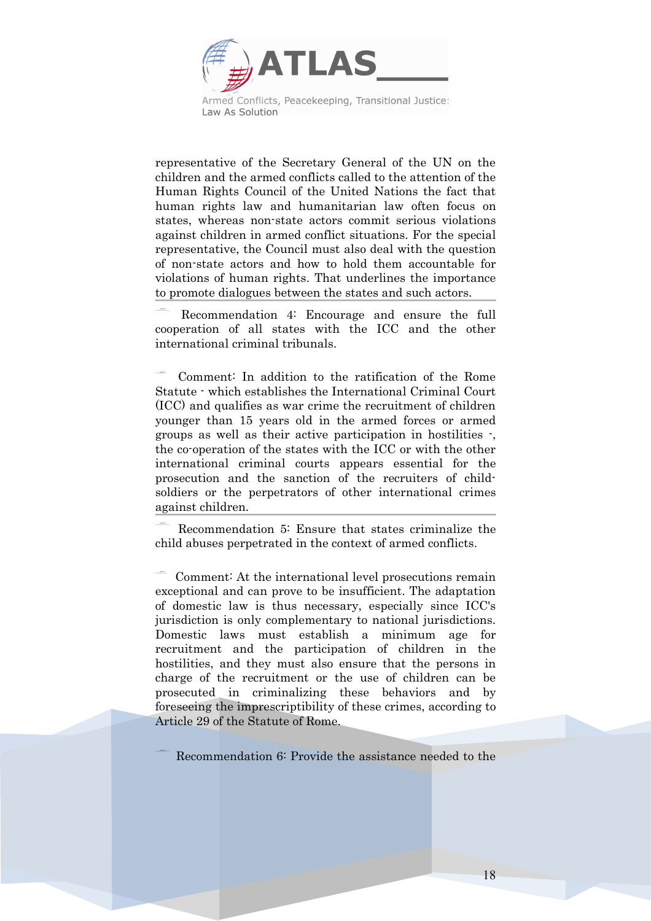representative of the Secretary General of the UN on the children and the armed conflicts called to the attention of the Human Rights Council of the United Nations the fact that human rights law and humanitarian law often focus on states, whereas non-state actors commit serious violations against children in armed conflict situations. For the special representative, the Council must also deal with the question of non-state actors and how to hold them accountable for violations of human rights. That underlines the importance to promote dialogues between the states and such actors.

---

Recommendation 4: Encourage and ensure the full cooperation of all states with the ICC and the other international criminal tribunals.

Comment: In addition to the ratification of the Rome Statute - which establishes the International Criminal Court (ICC) and qualifies as war crime the recruitment of children younger than 15 years old in the armed forces or armed groups as well as their active participation in hostilities -, the co-operation of the states with the ICC or with the other international criminal courts appears essential for the prosecution and the sanction of the recruiters of child-soldiers or the perpetrators of other international crimes against children.

---

Recommendation 5: Ensure that states criminalize the child abuses perpetrated in the context of armed conflicts.

Comment: At the international level prosecutions remain exceptional and can prove to be insufficient. The adaptation of domestic law is thus necessary, especially since ICC's jurisdiction is only complementary to national jurisdictions. Domestic laws must establish a minimum age for recruitment and the participation of children in the hostilities, and they must also ensure that the persons in charge of the recruitment or the use of children can be prosecuted in criminalizing these behaviors and by foreseeing the imprescriptibility of these crimes, according to Article 29 of the Statute of Rome.

Recommendation 6: Provide the assistance needed to the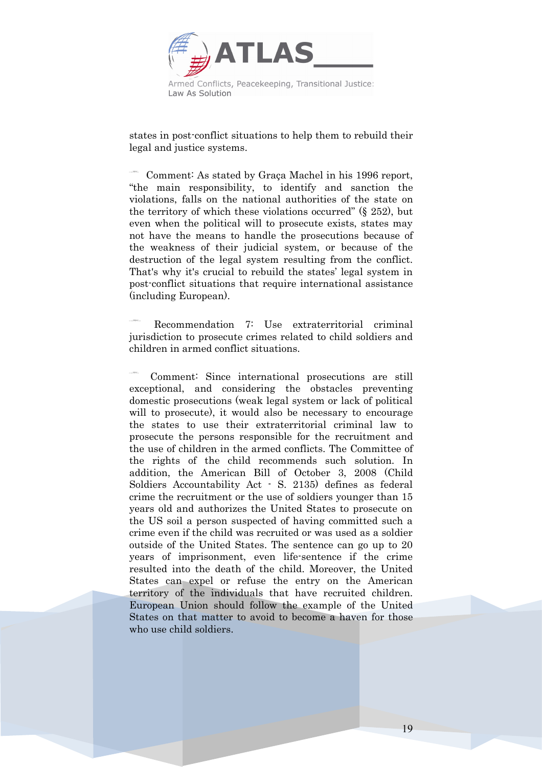states in post-conflict situations to help them to rebuild their legal and justice systems.

Comment: As stated by Graça Machel in his 1996 report, "the main responsibility, to identify and sanction the violations, falls on the national authorities of the state on the territory of which these violations occurred" (§ 252), but even when the political will to prosecute exists, states may not have the means to handle the prosecutions because of the weakness of their judicial system, or because of the destruction of the legal system resulting from the conflict. That's why it's crucial to rebuild the states' legal system in post-conflict situations that require international assistance (including European).

Recommendation 7: Use extraterritorial criminal jurisdiction to prosecute crimes related to child soldiers and children in armed conflict situations.

Comment: Since international prosecutions are still exceptional, and considering the obstacles preventing domestic prosecutions (weak legal system or lack of political will to prosecute), it would also be necessary to encourage the states to use their extraterritorial criminal law to prosecute the persons responsible for the recruitment and the use of children in the armed conflicts. The Committee of the rights of the child recommends such solution. In addition, the American Bill of October 3, 2008 (Child Soldiers Accountability Act - S. 2135) defines as federal crime the recruitment or the use of soldiers younger than 15 years old and authorizes the United States to prosecute on the US soil a person suspected of having committed such a crime even if the child was recruited or was used as a soldier outside of the United States. The sentence can go up to 20 years of imprisonment, even life-sentence if the crime resulted into the death of the child. Moreover, the United States can expel or refuse the entry on the American territory of the individuals that have recruited children. European Union should follow the example of the United States on that matter to avoid to become a haven for those who use child soldiers.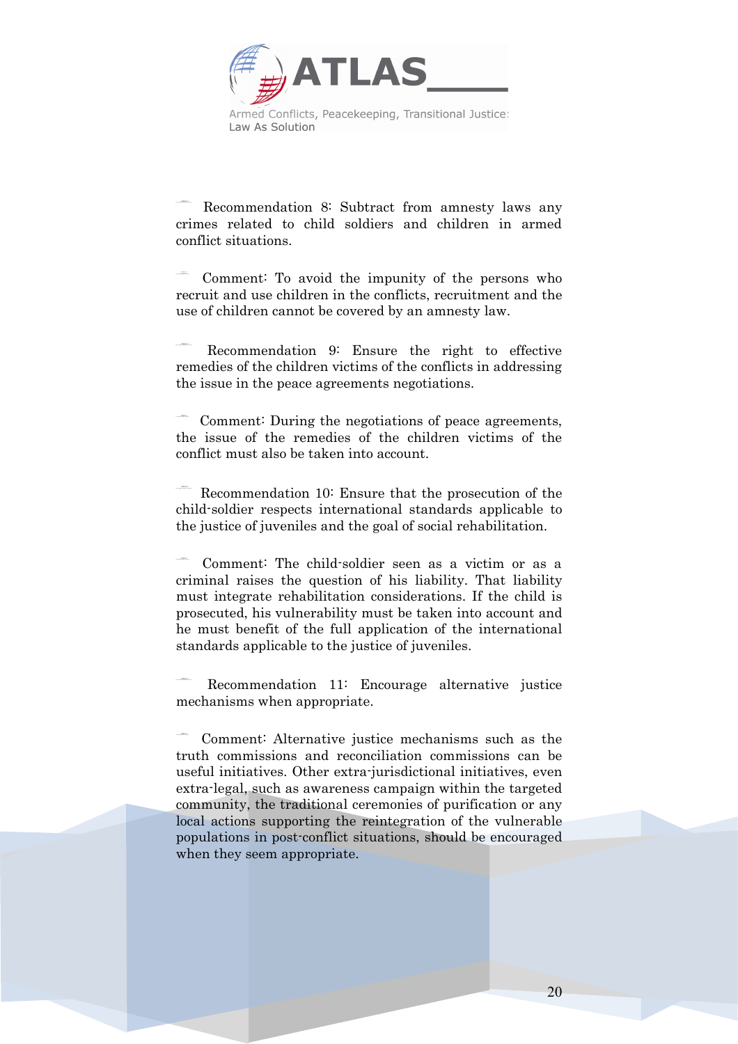Recommendation 8: Subtract from amnesty laws any crimes related to child soldiers and children in armed conflict situations.

Comment: To avoid the impunity of the persons who recruit and use children in the conflicts, recruitment and the use of children cannot be covered by an amnesty law.

Recommendation 9: Ensure the right to effective remedies of the children victims of the conflicts in addressing the issue in the peace agreements negotiations.

Comment: During the negotiations of peace agreements, the issue of the remedies of the children victims of the conflict must also be taken into account.

Recommendation 10: Ensure that the prosecution of the child-soldier respects international standards applicable to the justice of juveniles and the goal of social rehabilitation.

Comment: The child-soldier seen as a victim or as a criminal raises the question of his liability. That liability must integrate rehabilitation considerations. If the child is prosecuted, his vulnerability must be taken into account and he must benefit of the full application of the international standards applicable to the justice of juveniles.

Recommendation 11: Encourage alternative justice mechanisms when appropriate.

Comment: Alternative justice mechanisms such as the truth commissions and reconciliation commissions can be useful initiatives. Other extra-jurisdictional initiatives, even extra-legal, such as awareness campaign within the targeted community, the traditional ceremonies of purification or any local actions supporting the reintegration of the vulnerable populations in post-conflict situations, should be encouraged when they seem appropriate.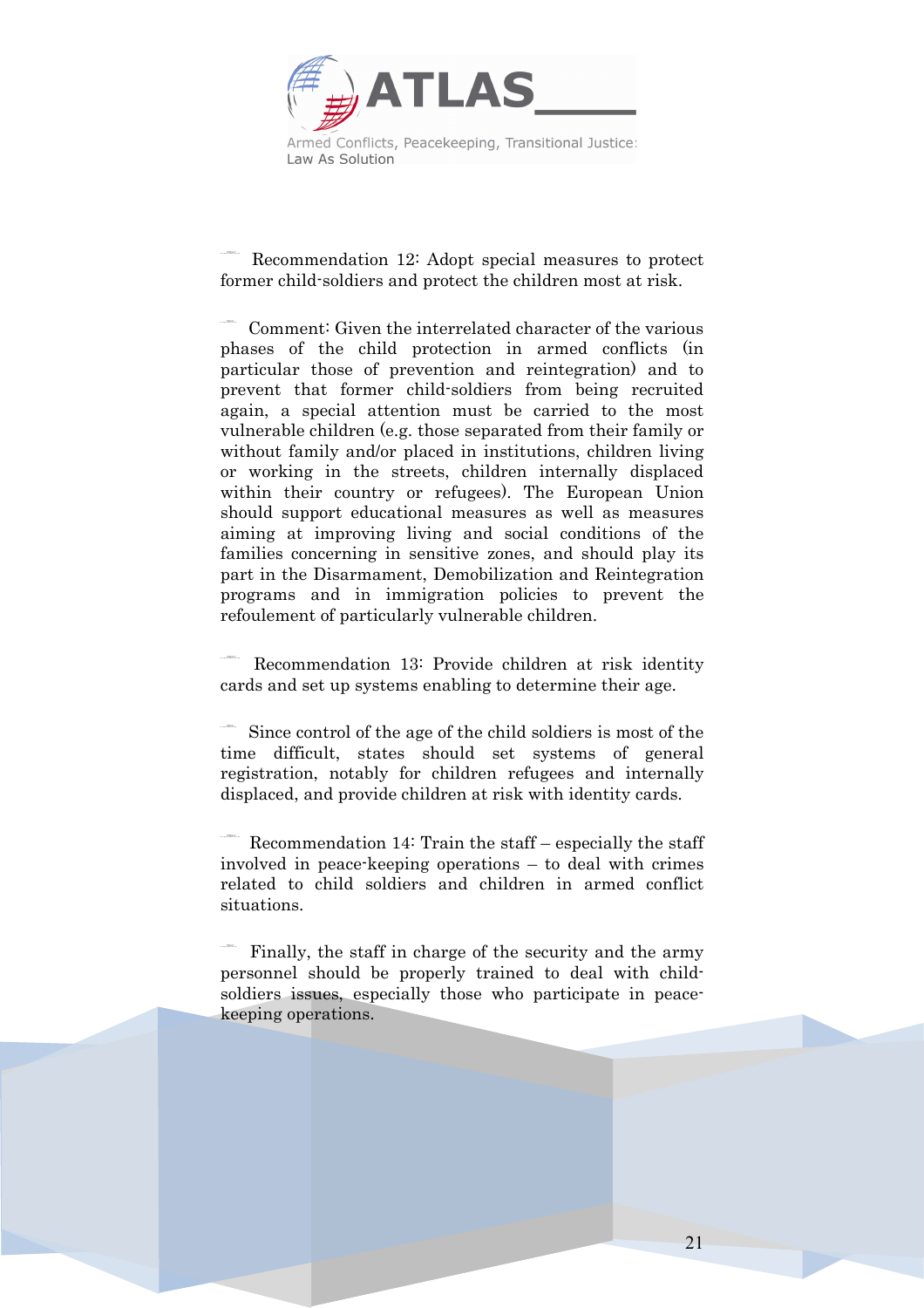Recommendation 12: Adopt special measures to protect former child-soldiers and protect the children most at risk.

Comment: Given the interrelated character of the various phases of the child protection in armed conflicts (in particular those of prevention and reintegration) and to prevent that former child-soldiers from being recruited again, a special attention must be carried to the most vulnerable children (e.g. those separated from their family or without family and/or placed in institutions, children living or working in the streets, children internally displaced within their country or refugees). The European Union should support educational measures as well as measures aiming at improving living and social conditions of the families concerning in sensitive zones, and should play its part in the Disarmament, Demobilization and Reintegration programs and in immigration policies to prevent the refoulement of particularly vulnerable children.

Recommendation 13: Provide children at risk identity cards and set up systems enabling to determine their age.

Since control of the age of the child soldiers is most of the time difficult, states should set systems of general registration, notably for children refugees and internally displaced, and provide children at risk with identity cards.

Recommendation 14: Train the staff – especially the staff involved in peace-keeping operations – to deal with crimes related to child soldiers and children in armed conflict situations.

Finally, the staff in charge of the security and the army personnel should be properly trained to deal with child-soldiers issues, especially those who participate in peace-keeping operations.